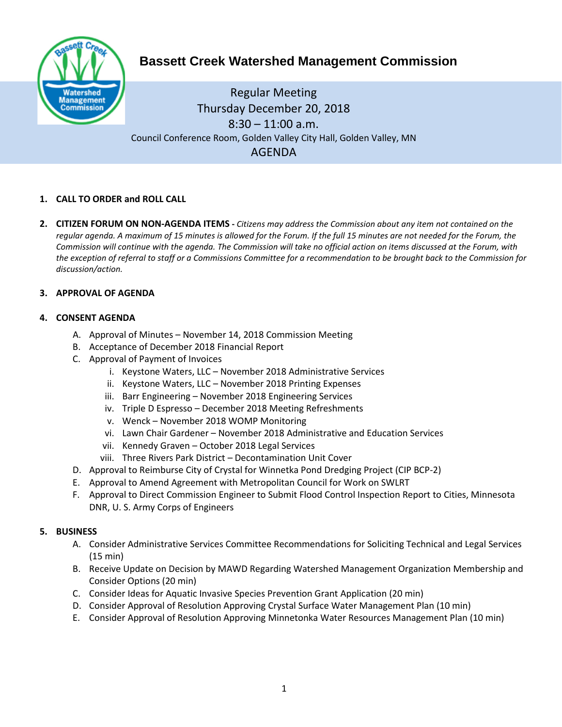# Bassett Creek Watershed Management Commission

Regular Meeting
Thursday December 20, 2018
8:30 – 11:00 a.m.
Council Conference Room, Golden Valley City Hall, Golden Valley, MN

## AGENDA

1. **CALL TO ORDER and ROLL CALL**

2. **CITIZEN FORUM ON NON-AGENDA ITEMS -** *Citizens may address the Commission about any item not contained on the regular agenda. A maximum of 15 minutes is allowed for the Forum. If the full 15 minutes are not needed for the Forum, the Commission will continue with the agenda. The Commission will take no official action on items discussed at the Forum, with the exception of referral to staff or a Commissions Committee for a recommendation to be brought back to the Commission for discussion/action.*

3. **APPROVAL OF AGENDA**

4. **CONSENT AGENDA**
   - A. Approval of Minutes – November 14, 2018 Commission Meeting
   - B. Acceptance of December 2018 Financial Report
   - C. Approval of Payment of Invoices
     - i. Keystone Waters, LLC – November 2018 Administrative Services
     - ii. Keystone Waters, LLC – November 2018 Printing Expenses
     - iii. Barr Engineering – November 2018 Engineering Services
     - iv. Triple D Espresso – December 2018 Meeting Refreshments
     - v. Wenck – November 2018 WOMP Monitoring
     - vi. Lawn Chair Gardener – November 2018 Administrative and Education Services
     - vii. Kennedy Graven – October 2018 Legal Services
     - viii. Three Rivers Park District – Decontamination Unit Cover
   - D. Approval to Reimburse City of Crystal for Winnetka Pond Dredging Project (CIP BCP-2)
   - E. Approval to Amend Agreement with Metropolitan Council for Work on SWLRT
   - F. Approval to Direct Commission Engineer to Submit Flood Control Inspection Report to Cities, Minnesota DNR, U. S. Army Corps of Engineers

5. **BUSINESS**
   - A. Consider Administrative Services Committee Recommendations for Soliciting Technical and Legal Services (15 min)
   - B. Receive Update on Decision by MAWD Regarding Watershed Management Organization Membership and Consider Options (20 min)
   - C. Consider Ideas for Aquatic Invasive Species Prevention Grant Application (20 min)
   - D. Consider Approval of Resolution Approving Crystal Surface Water Management Plan (10 min)
   - E. Consider Approval of Resolution Approving Minnetonka Water Resources Management Plan (10 min)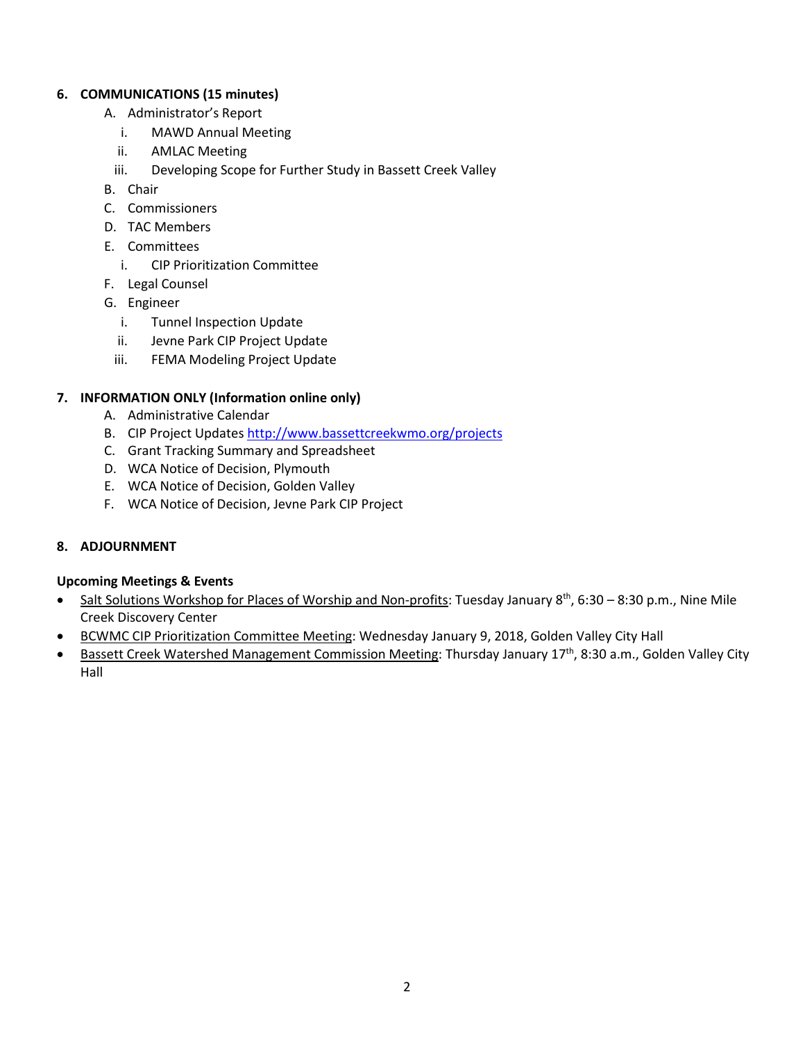6. **COMMUNICATIONS (15 minutes)**
   A. Administrator's Report
      i. MAWD Annual Meeting
      ii. AMLAC Meeting
      iii. Developing Scope for Further Study in Bassett Creek Valley
   B. Chair
   C. Commissioners
   D. TAC Members
   E. Committees
      i. CIP Prioritization Committee
   F. Legal Counsel
   G. Engineer
      i. Tunnel Inspection Update
      ii. Jevne Park CIP Project Update
      iii. FEMA Modeling Project Update

7. **INFORMATION ONLY (Information online only)**
   A. Administrative Calendar
   B. CIP Project Updates http://www.bassettcreekwmo.org/projects
   C. Grant Tracking Summary and Spreadsheet
   D. WCA Notice of Decision, Plymouth
   E. WCA Notice of Decision, Golden Valley
   F. WCA Notice of Decision, Jevne Park CIP Project

8. **ADJOURNMENT**

**Upcoming Meetings & Events**

- Salt Solutions Workshop for Places of Worship and Non-profits: Tuesday January 8th, 6:30 – 8:30 p.m., Nine Mile Creek Discovery Center
- BCWMC CIP Prioritization Committee Meeting: Wednesday January 9, 2018, Golden Valley City Hall
- Bassett Creek Watershed Management Commission Meeting: Thursday January 17th, 8:30 a.m., Golden Valley City Hall